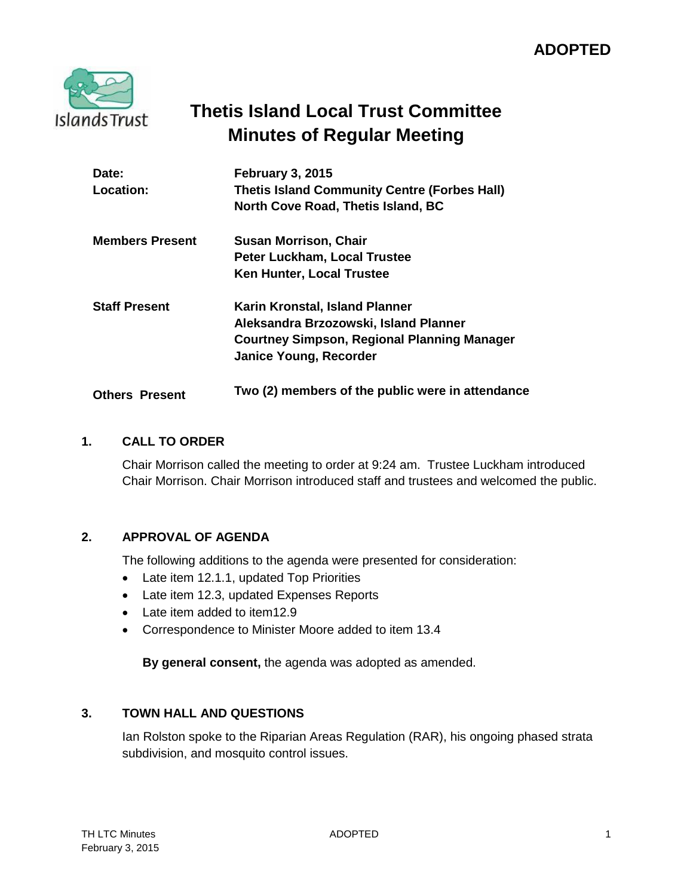**ADOPTED**

# Thetis Island Local Trust Committee
# Minutes of Regular Meeting

| | |
|---|---|
| **Date:** | **February 3, 2015** |
| **Location:** | **Thetis Island Community Centre (Forbes Hall)**<br>**North Cove Road, Thetis Island, BC** |
| **Members Present** | **Susan Morrison, Chair**<br>**Peter Luckham, Local Trustee**<br>**Ken Hunter, Local Trustee** |
| **Staff Present** | **Karin Kronstal, Island Planner**<br>**Aleksandra Brzozowski, Island Planner**<br>**Courtney Simpson, Regional Planning Manager**<br>**Janice Young, Recorder** |
| **Others Present** | **Two (2) members of the public were in attendance** |

## 1. CALL TO ORDER

Chair Morrison called the meeting to order at 9:24 am. Trustee Luckham introduced Chair Morrison. Chair Morrison introduced staff and trustees and welcomed the public.

## 2. APPROVAL OF AGENDA

The following additions to the agenda were presented for consideration:

- Late item 12.1.1, updated Top Priorities
- Late item 12.3, updated Expenses Reports
- Late item added to item12.9
- Correspondence to Minister Moore added to item 13.4

**By general consent,** the agenda was adopted as amended.

## 3. TOWN HALL AND QUESTIONS

Ian Rolston spoke to the Riparian Areas Regulation (RAR), his ongoing phased strata subdivision, and mosquito control issues.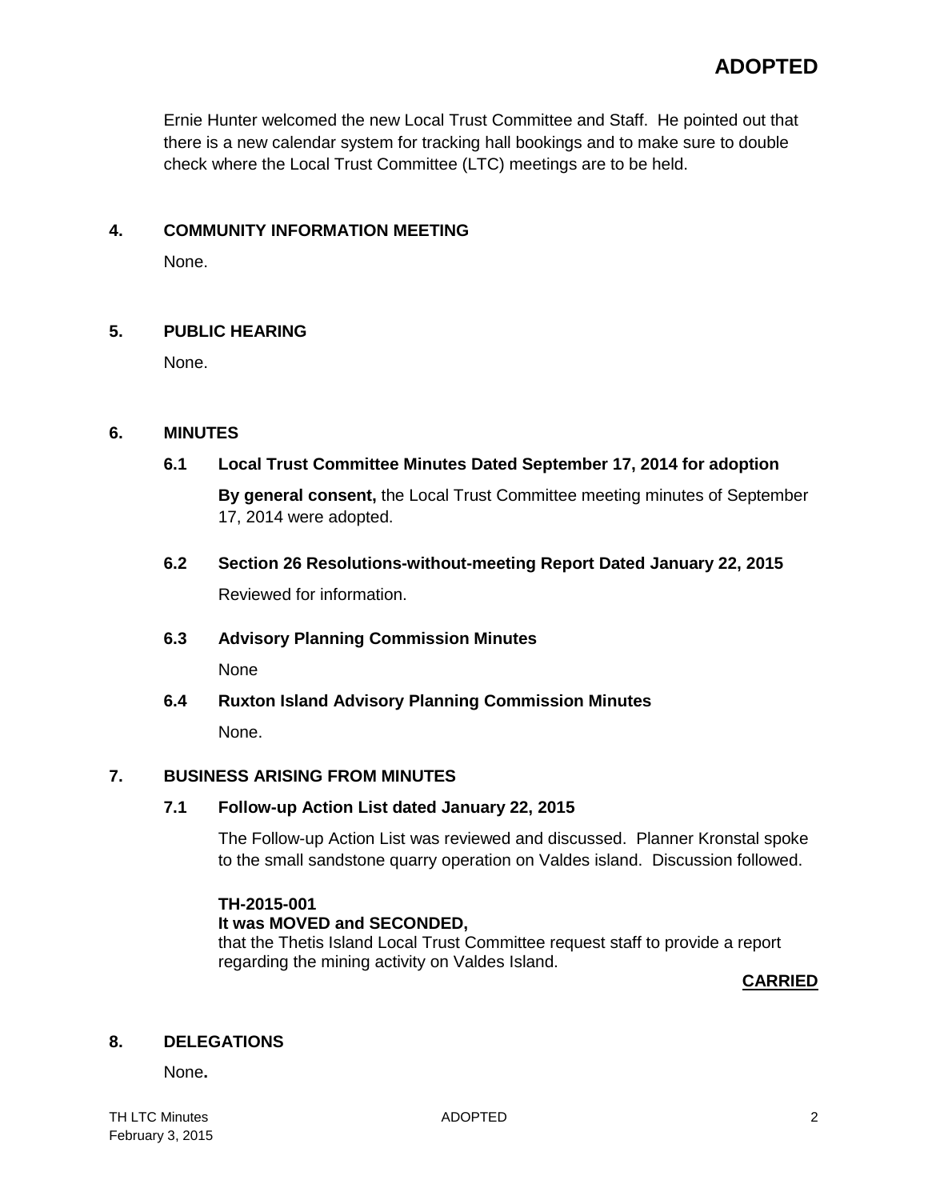**ADOPTED**

Ernie Hunter welcomed the new Local Trust Committee and Staff. He pointed out that there is a new calendar system for tracking hall bookings and to make sure to double check where the Local Trust Committee (LTC) meetings are to be held.

## 4. COMMUNITY INFORMATION MEETING

None.

## 5. PUBLIC HEARING

None.

## 6. MINUTES

### 6.1 Local Trust Committee Minutes Dated September 17, 2014 for adoption

**By general consent,** the Local Trust Committee meeting minutes of September 17, 2014 were adopted.

### 6.2 Section 26 Resolutions-without-meeting Report Dated January 22, 2015

Reviewed for information.

### 6.3 Advisory Planning Commission Minutes

None

### 6.4 Ruxton Island Advisory Planning Commission Minutes

None.

## 7. BUSINESS ARISING FROM MINUTES

### 7.1 Follow-up Action List dated January 22, 2015

The Follow-up Action List was reviewed and discussed. Planner Kronstal spoke to the small sandstone quarry operation on Valdes island. Discussion followed.

**TH-2015-001**
**It was MOVED and SECONDED,**
that the Thetis Island Local Trust Committee request staff to provide a report regarding the mining activity on Valdes Island.

**CARRIED**

## 8. DELEGATIONS

None**.**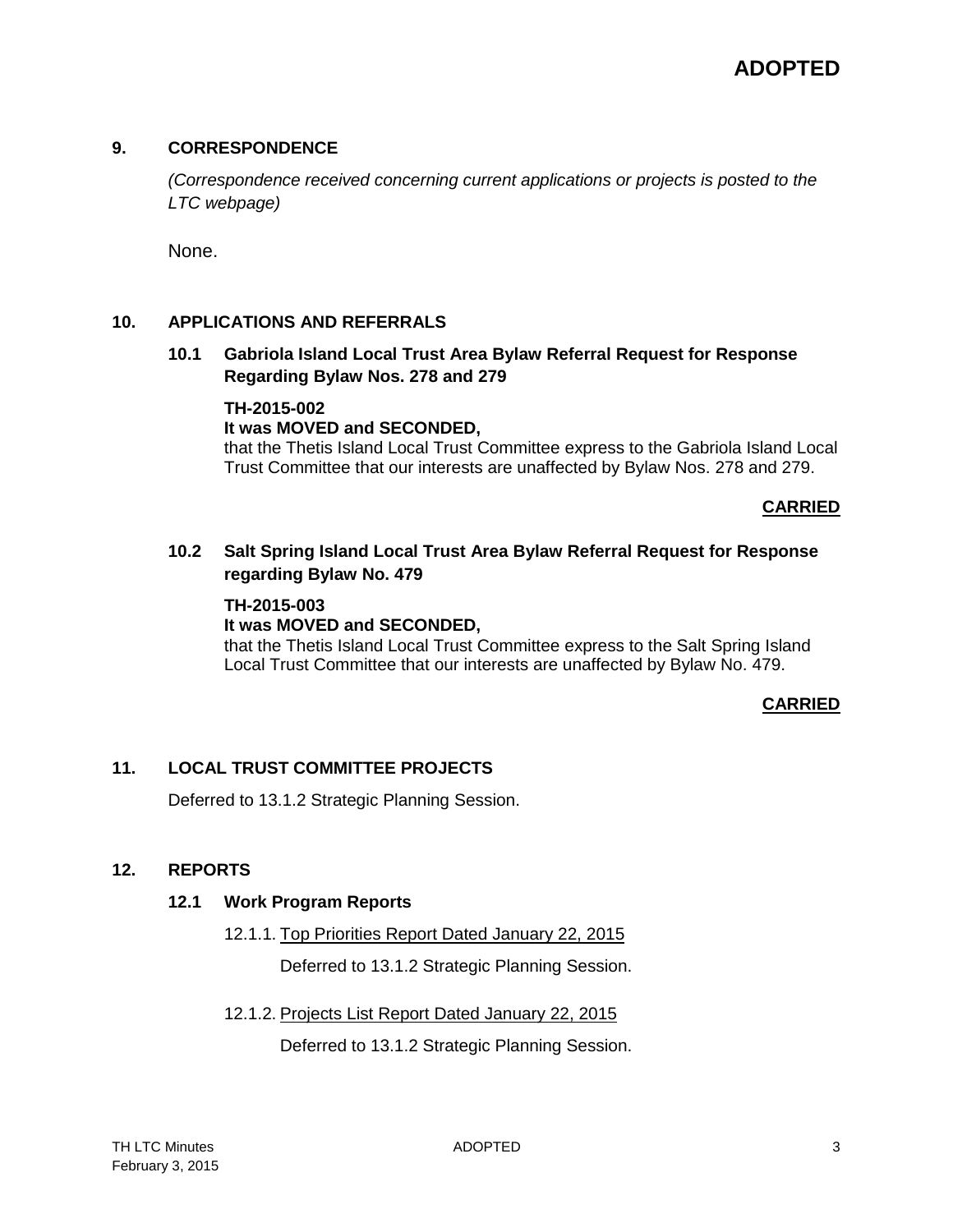## 9. CORRESPONDENCE

*(Correspondence received concerning current applications or projects is posted to the LTC webpage)*

None.

## 10. APPLICATIONS AND REFERRALS

### 10.1 Gabriola Island Local Trust Area Bylaw Referral Request for Response Regarding Bylaw Nos. 278 and 279

**TH-2015-002**
**It was MOVED and SECONDED,**
that the Thetis Island Local Trust Committee express to the Gabriola Island Local Trust Committee that our interests are unaffected by Bylaw Nos. 278 and 279.

**CARRIED**

### 10.2 Salt Spring Island Local Trust Area Bylaw Referral Request for Response regarding Bylaw No. 479

**TH-2015-003**
**It was MOVED and SECONDED,**
that the Thetis Island Local Trust Committee express to the Salt Spring Island Local Trust Committee that our interests are unaffected by Bylaw No. 479.

**CARRIED**

## 11. LOCAL TRUST COMMITTEE PROJECTS

Deferred to 13.1.2 Strategic Planning Session.

## 12. REPORTS

### 12.1 Work Program Reports

12.1.1. Top Priorities Report Dated January 22, 2015

Deferred to 13.1.2 Strategic Planning Session.

12.1.2. Projects List Report Dated January 22, 2015

Deferred to 13.1.2 Strategic Planning Session.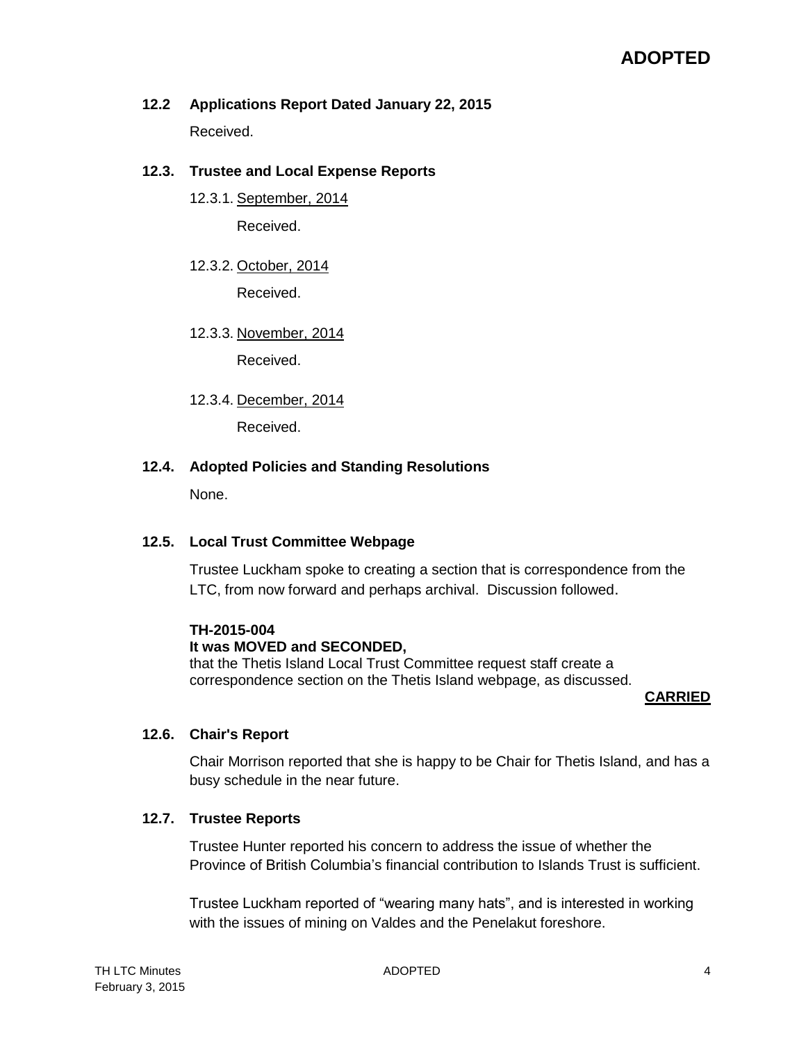### 12.2 Applications Report Dated January 22, 2015

Received.

### 12.3. Trustee and Local Expense Reports

12.3.1. September, 2014

Received.

12.3.2. October, 2014

Received.

12.3.3. November, 2014

Received.

12.3.4. December, 2014

Received.

### 12.4. Adopted Policies and Standing Resolutions

None.

### 12.5. Local Trust Committee Webpage

Trustee Luckham spoke to creating a section that is correspondence from the LTC, from now forward and perhaps archival. Discussion followed.

**TH-2015-004**
**It was MOVED and SECONDED,**
that the Thetis Island Local Trust Committee request staff create a correspondence section on the Thetis Island webpage, as discussed.

**CARRIED**

### 12.6. Chair's Report

Chair Morrison reported that she is happy to be Chair for Thetis Island, and has a busy schedule in the near future.

### 12.7. Trustee Reports

Trustee Hunter reported his concern to address the issue of whether the Province of British Columbia's financial contribution to Islands Trust is sufficient.

Trustee Luckham reported of "wearing many hats", and is interested in working with the issues of mining on Valdes and the Penelakut foreshore.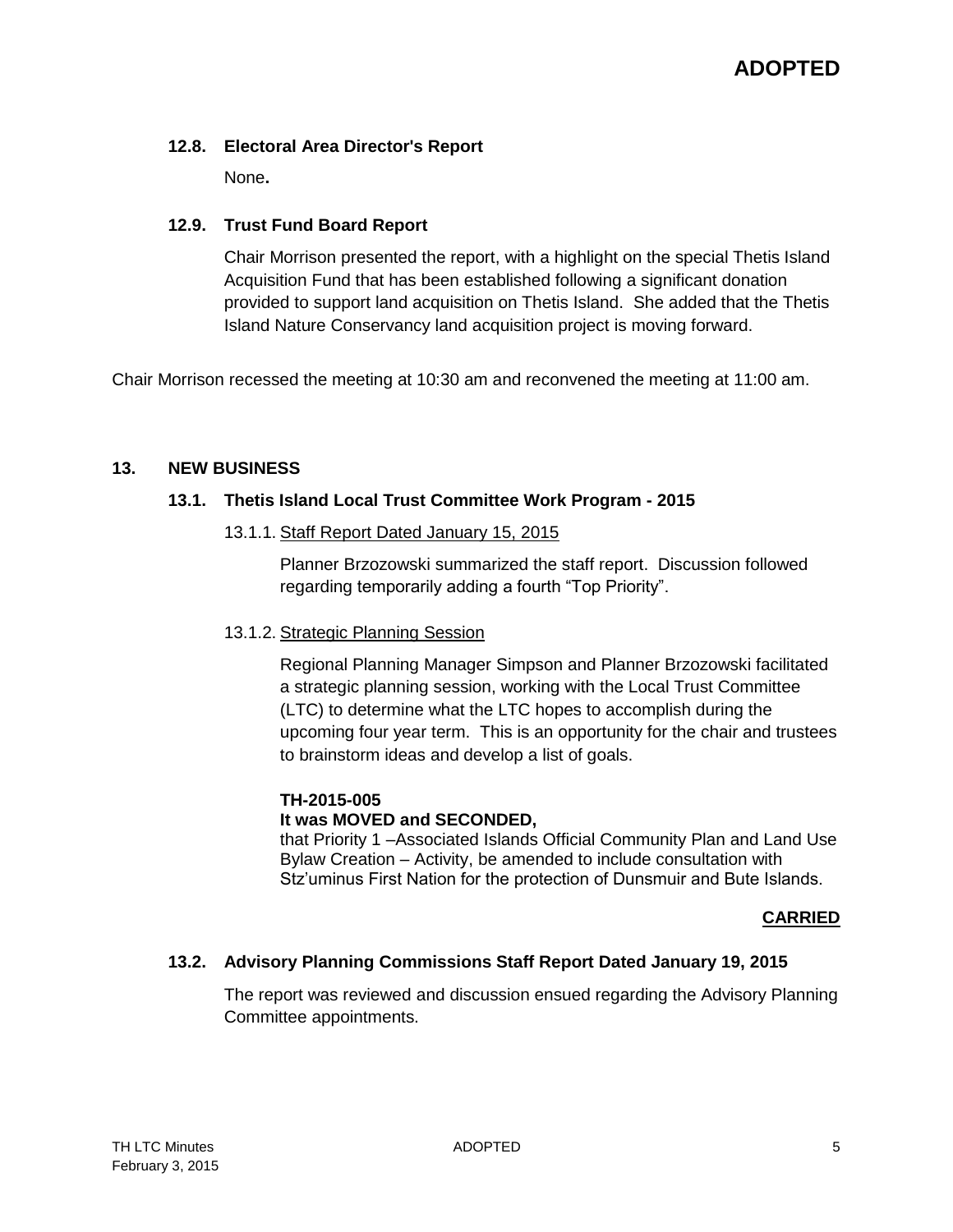**ADOPTED**

### 12.8. Electoral Area Director's Report

None**.**

### 12.9. Trust Fund Board Report

Chair Morrison presented the report, with a highlight on the special Thetis Island Acquisition Fund that has been established following a significant donation provided to support land acquisition on Thetis Island. She added that the Thetis Island Nature Conservancy land acquisition project is moving forward.

Chair Morrison recessed the meeting at 10:30 am and reconvened the meeting at 11:00 am.

## 13. NEW BUSINESS

### 13.1. Thetis Island Local Trust Committee Work Program - 2015

13.1.1. Staff Report Dated January 15, 2015

Planner Brzozowski summarized the staff report. Discussion followed regarding temporarily adding a fourth "Top Priority".

13.1.2. Strategic Planning Session

Regional Planning Manager Simpson and Planner Brzozowski facilitated a strategic planning session, working with the Local Trust Committee (LTC) to determine what the LTC hopes to accomplish during the upcoming four year term. This is an opportunity for the chair and trustees to brainstorm ideas and develop a list of goals.

**TH-2015-005**
**It was MOVED and SECONDED,**
that Priority 1 –Associated Islands Official Community Plan and Land Use Bylaw Creation – Activity, be amended to include consultation with Stz'uminus First Nation for the protection of Dunsmuir and Bute Islands.

**CARRIED**

### 13.2. Advisory Planning Commissions Staff Report Dated January 19, 2015

The report was reviewed and discussion ensued regarding the Advisory Planning Committee appointments.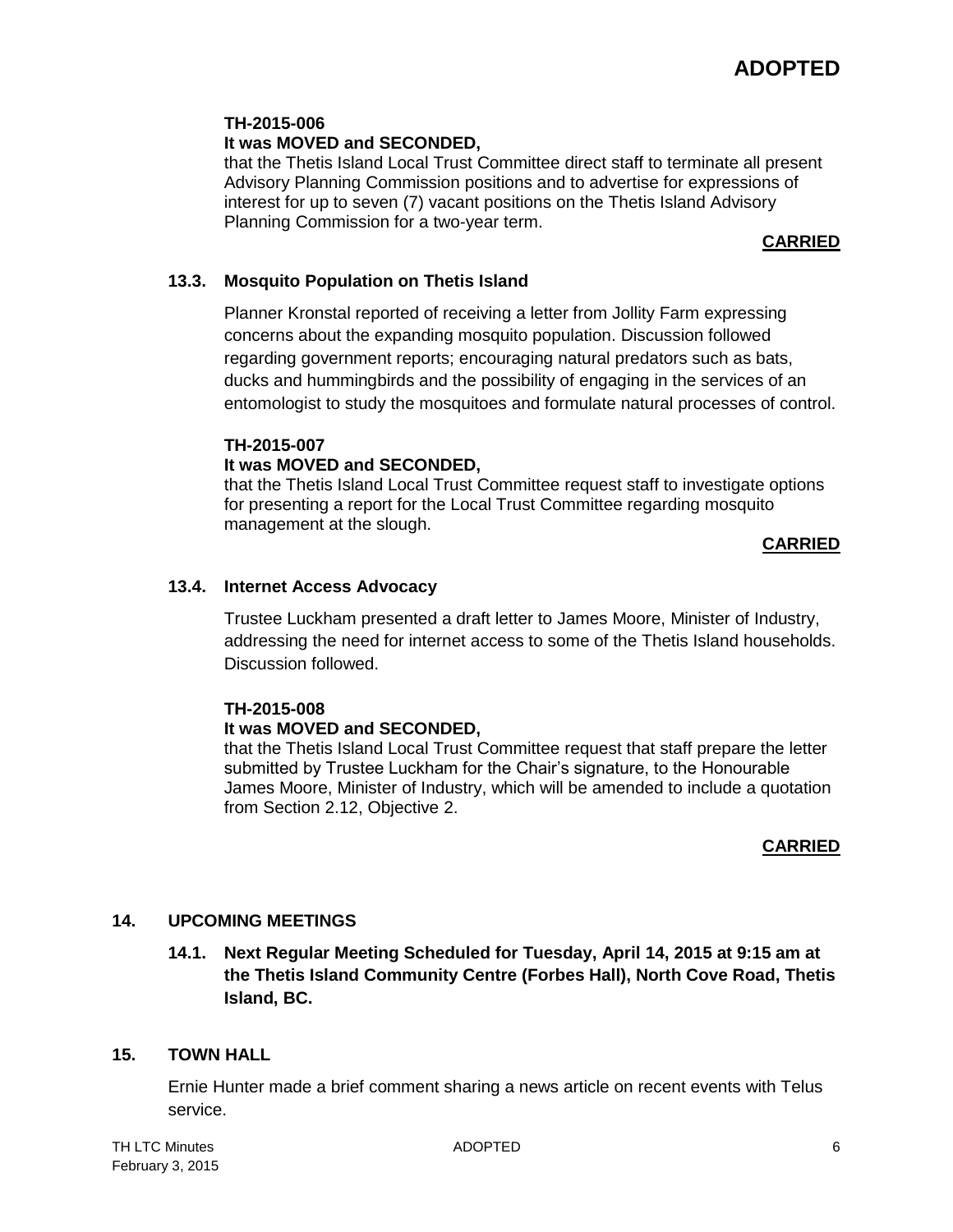**TH-2015-006**
**It was MOVED and SECONDED,**
that the Thetis Island Local Trust Committee direct staff to terminate all present Advisory Planning Commission positions and to advertise for expressions of interest for up to seven (7) vacant positions on the Thetis Island Advisory Planning Commission for a two-year term.

**CARRIED**

### 13.3. Mosquito Population on Thetis Island

Planner Kronstal reported of receiving a letter from Jollity Farm expressing concerns about the expanding mosquito population. Discussion followed regarding government reports; encouraging natural predators such as bats, ducks and hummingbirds and the possibility of engaging in the services of an entomologist to study the mosquitoes and formulate natural processes of control.

**TH-2015-007**
**It was MOVED and SECONDED,**
that the Thetis Island Local Trust Committee request staff to investigate options for presenting a report for the Local Trust Committee regarding mosquito management at the slough.

**CARRIED**

### 13.4. Internet Access Advocacy

Trustee Luckham presented a draft letter to James Moore, Minister of Industry, addressing the need for internet access to some of the Thetis Island households. Discussion followed.

**TH-2015-008**
**It was MOVED and SECONDED,**
that the Thetis Island Local Trust Committee request that staff prepare the letter submitted by Trustee Luckham for the Chair's signature, to the Honourable James Moore, Minister of Industry, which will be amended to include a quotation from Section 2.12, Objective 2.

**CARRIED**

## 14. UPCOMING MEETINGS

### 14.1. Next Regular Meeting Scheduled for Tuesday, April 14, 2015 at 9:15 am at the Thetis Island Community Centre (Forbes Hall), North Cove Road, Thetis Island, BC.

## 15. TOWN HALL

Ernie Hunter made a brief comment sharing a news article on recent events with Telus service.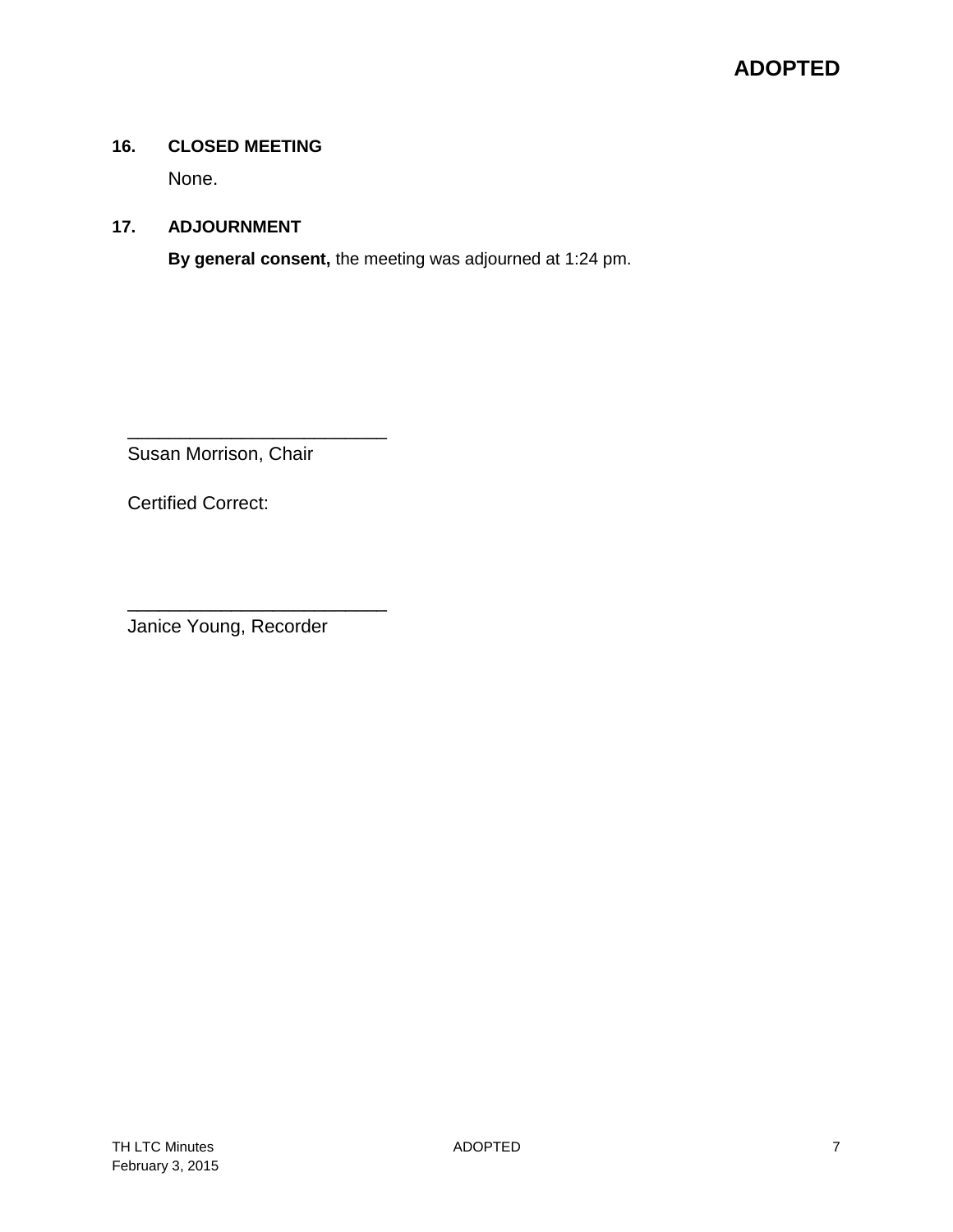**ADOPTED**

**16. CLOSED MEETING**

None.

**17. ADJOURNMENT**

**By general consent,** the meeting was adjourned at 1:24 pm.

________________________
Susan Morrison, Chair

Certified Correct:

________________________
Janice Young, Recorder